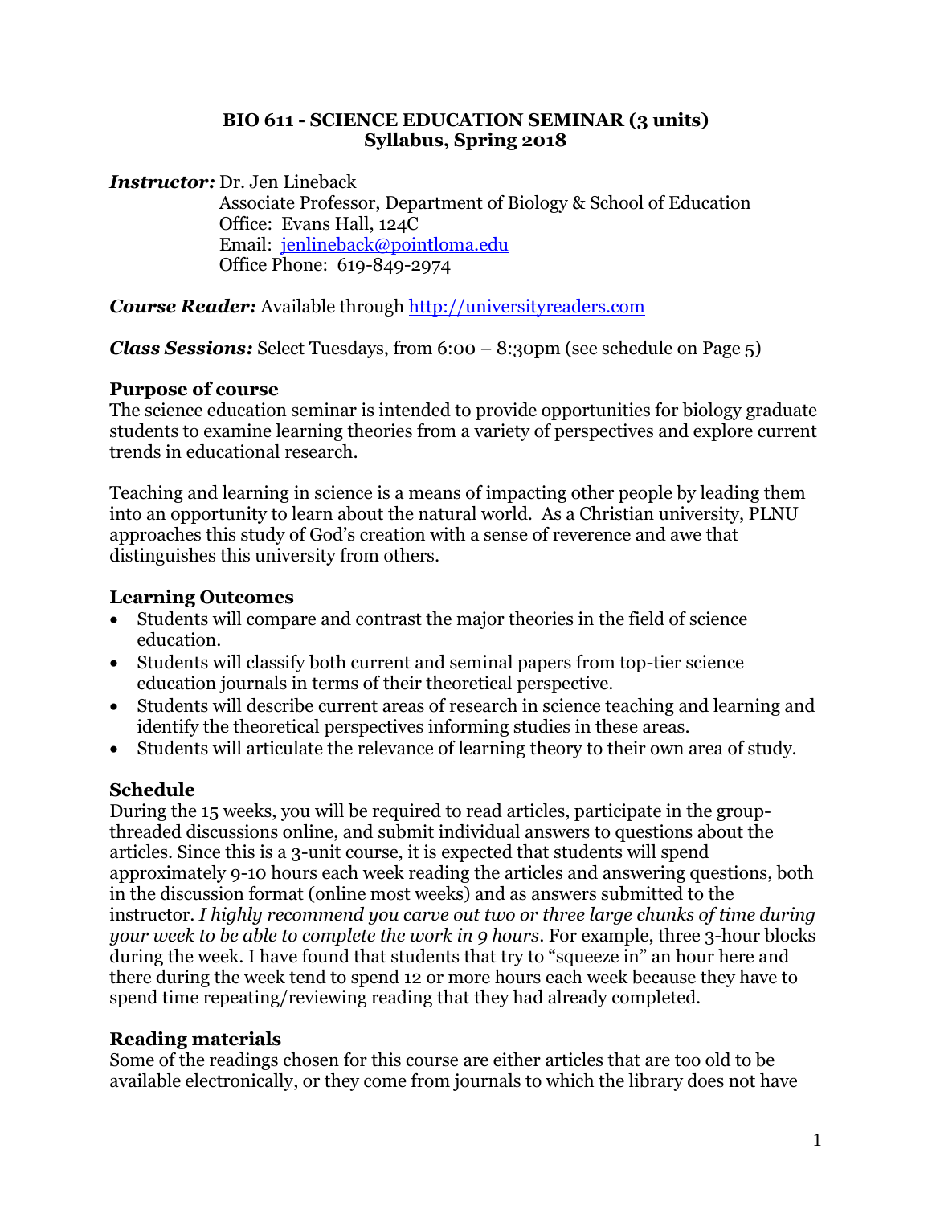**BIO 611 - SCIENCE EDUCATION SEMINAR (3 units)**
**Syllabus, Spring 2018**

***Instructor:*** Dr. Jen Lineback
Associate Professor, Department of Biology & School of Education
Office: Evans Hall, 124C
Email: [jenlineback@pointloma.edu](mailto:jenlineback@pointloma.edu)
Office Phone: 619-849-2974

***Course Reader:*** Available through [http://universityreaders.com](http://universityreaders.com)

***Class Sessions:*** Select Tuesdays, from 6:00 – 8:30pm (see schedule on Page 5)

## Purpose of course

The science education seminar is intended to provide opportunities for biology graduate students to examine learning theories from a variety of perspectives and explore current trends in educational research.

Teaching and learning in science is a means of impacting other people by leading them into an opportunity to learn about the natural world. As a Christian university, PLNU approaches this study of God's creation with a sense of reverence and awe that distinguishes this university from others.

## Learning Outcomes

- Students will compare and contrast the major theories in the field of science education.
- Students will classify both current and seminal papers from top-tier science education journals in terms of their theoretical perspective.
- Students will describe current areas of research in science teaching and learning and identify the theoretical perspectives informing studies in these areas.
- Students will articulate the relevance of learning theory to their own area of study.

## Schedule

During the 15 weeks, you will be required to read articles, participate in the group-threaded discussions online, and submit individual answers to questions about the articles. Since this is a 3-unit course, it is expected that students will spend approximately 9-10 hours each week reading the articles and answering questions, both in the discussion format (online most weeks) and as answers submitted to the instructor. *I highly recommend you carve out two or three large chunks of time during your week to be able to complete the work in 9 hours*. For example, three 3-hour blocks during the week. I have found that students that try to "squeeze in" an hour here and there during the week tend to spend 12 or more hours each week because they have to spend time repeating/reviewing reading that they had already completed.

## Reading materials

Some of the readings chosen for this course are either articles that are too old to be available electronically, or they come from journals to which the library does not have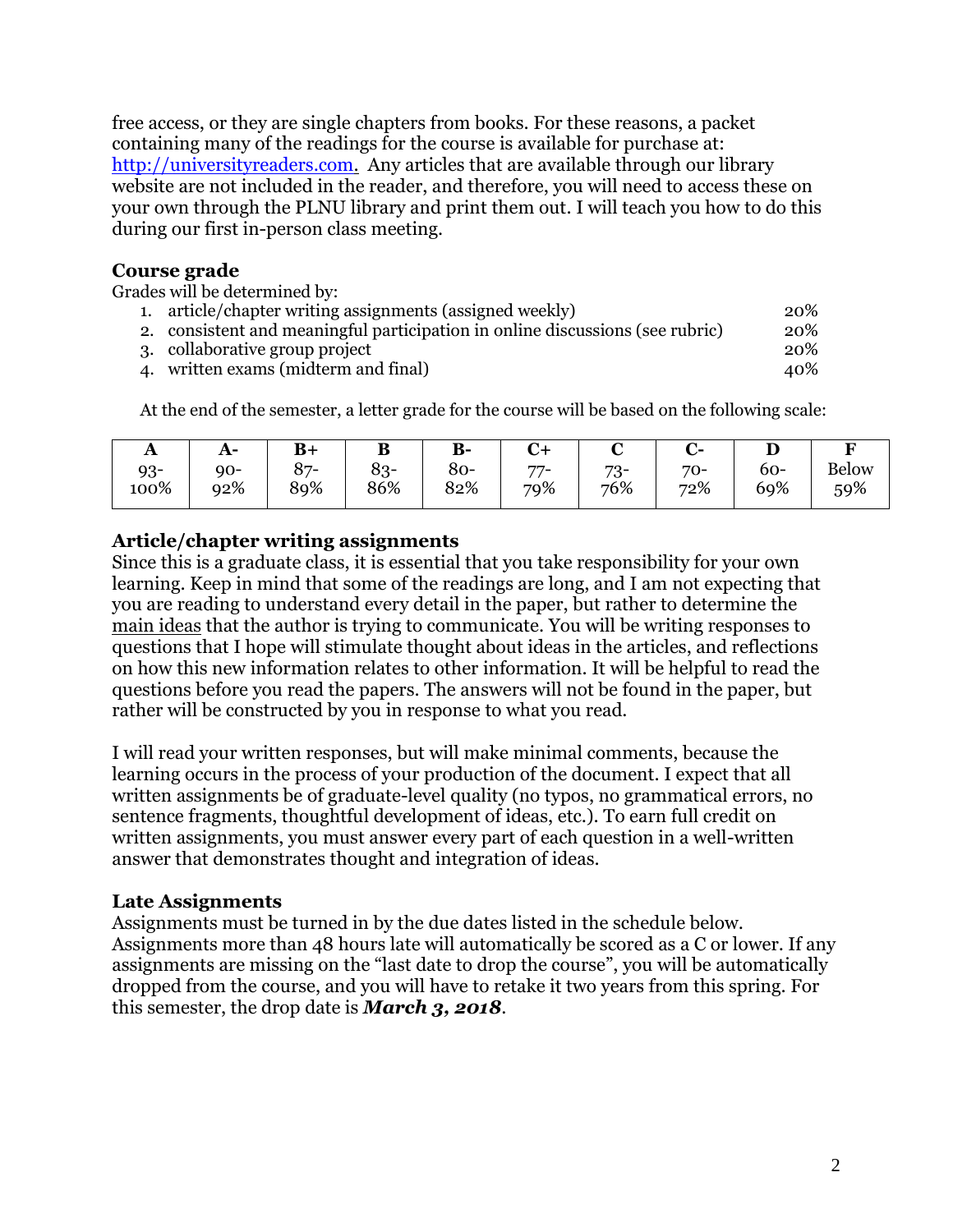free access, or they are single chapters from books. For these reasons, a packet containing many of the readings for the course is available for purchase at: [http://universityreaders.com](http://universityreaders.com). Any articles that are available through our library website are not included in the reader, and therefore, you will need to access these on your own through the PLNU library and print them out. I will teach you how to do this during our first in-person class meeting.

### Course grade

Grades will be determined by:

1. article/chapter writing assignments (assigned weekly) 20%
2. consistent and meaningful participation in online discussions (see rubric) 20%
3. collaborative group project 20%
4. written exams (midterm and final) 40%

At the end of the semester, a letter grade for the course will be based on the following scale:

| A | A- | B+ | B | B- | C+ | C | C- | D | F |
|---|---|---|---|---|---|---|---|---|---|
| 93-100% | 90-92% | 87-89% | 83-86% | 80-82% | 77-79% | 73-76% | 70-72% | 60-69% | Below 59% |

### Article/chapter writing assignments

Since this is a graduate class, it is essential that you take responsibility for your own learning. Keep in mind that some of the readings are long, and I am not expecting that you are reading to understand every detail in the paper, but rather to determine the main ideas that the author is trying to communicate. You will be writing responses to questions that I hope will stimulate thought about ideas in the articles, and reflections on how this new information relates to other information. It will be helpful to read the questions before you read the papers. The answers will not be found in the paper, but rather will be constructed by you in response to what you read.

I will read your written responses, but will make minimal comments, because the learning occurs in the process of your production of the document. I expect that all written assignments be of graduate-level quality (no typos, no grammatical errors, no sentence fragments, thoughtful development of ideas, etc.). To earn full credit on written assignments, you must answer every part of each question in a well-written answer that demonstrates thought and integration of ideas.

### Late Assignments

Assignments must be turned in by the due dates listed in the schedule below. Assignments more than 48 hours late will automatically be scored as a C or lower. If any assignments are missing on the "last date to drop the course", you will be automatically dropped from the course, and you will have to retake it two years from this spring. For this semester, the drop date is ***March 3, 2018***.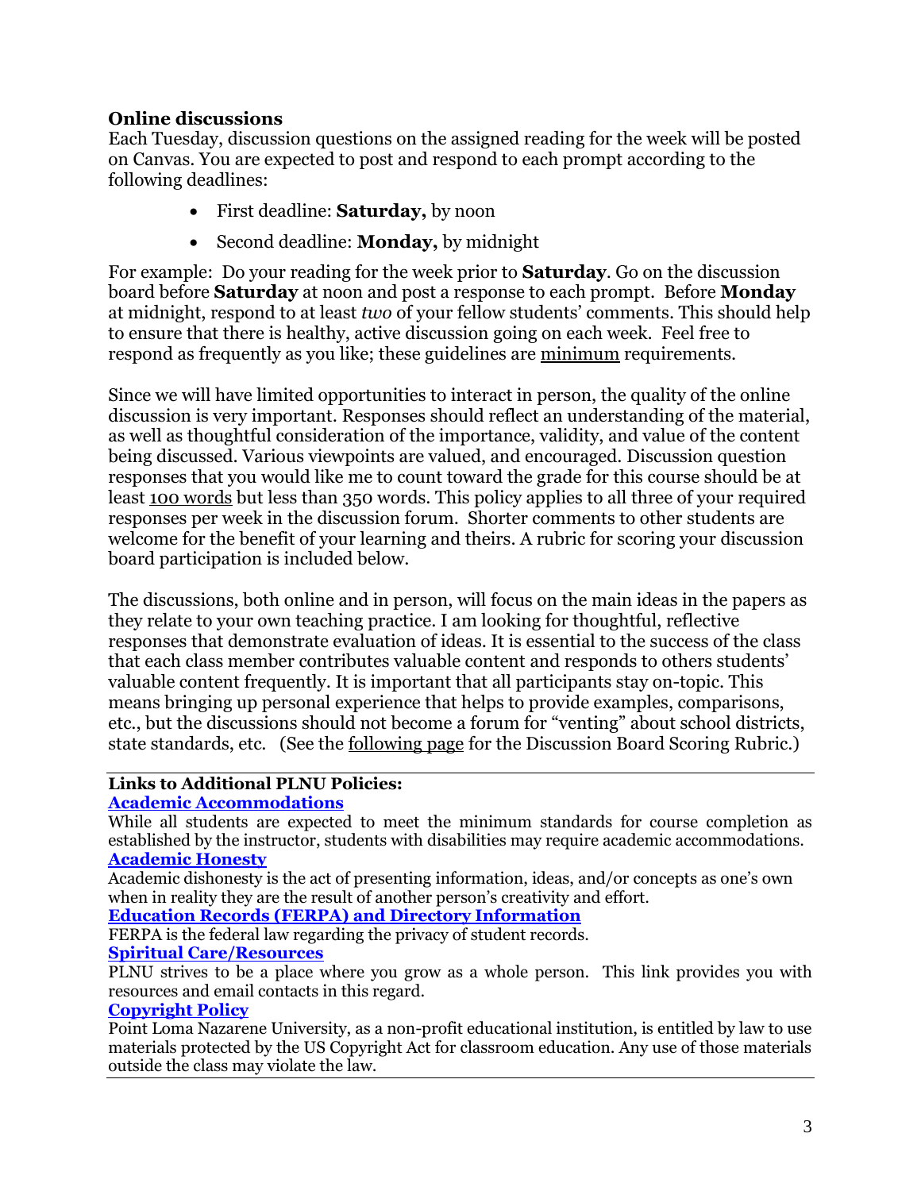### Online discussions

Each Tuesday, discussion questions on the assigned reading for the week will be posted on Canvas. You are expected to post and respond to each prompt according to the following deadlines:

- First deadline: **Saturday,** by noon
- Second deadline: **Monday,** by midnight

For example: Do your reading for the week prior to **Saturday**. Go on the discussion board before **Saturday** at noon and post a response to each prompt. Before **Monday** at midnight, respond to at least *two* of your fellow students' comments. This should help to ensure that there is healthy, active discussion going on each week. Feel free to respond as frequently as you like; these guidelines are minimum requirements.

Since we will have limited opportunities to interact in person, the quality of the online discussion is very important. Responses should reflect an understanding of the material, as well as thoughtful consideration of the importance, validity, and value of the content being discussed. Various viewpoints are valued, and encouraged. Discussion question responses that you would like me to count toward the grade for this course should be at least 100 words but less than 350 words. This policy applies to all three of your required responses per week in the discussion forum. Shorter comments to other students are welcome for the benefit of your learning and theirs. A rubric for scoring your discussion board participation is included below.

The discussions, both online and in person, will focus on the main ideas in the papers as they relate to your own teaching practice. I am looking for thoughtful, reflective responses that demonstrate evaluation of ideas. It is essential to the success of the class that each class member contributes valuable content and responds to others students' valuable content frequently. It is important that all participants stay on-topic. This means bringing up personal experience that helps to provide examples, comparisons, etc., but the discussions should not become a forum for "venting" about school districts, state standards, etc. (See the following page for the Discussion Board Scoring Rubric.)

---

**Links to Additional PLNU Policies:**

**Academic Accommodations**
While all students are expected to meet the minimum standards for course completion as established by the instructor, students with disabilities may require academic accommodations.

**Academic Honesty**
Academic dishonesty is the act of presenting information, ideas, and/or concepts as one's own when in reality they are the result of another person's creativity and effort.

**Education Records (FERPA) and Directory Information**
FERPA is the federal law regarding the privacy of student records.

**Spiritual Care/Resources**
PLNU strives to be a place where you grow as a whole person. This link provides you with resources and email contacts in this regard.

**Copyright Policy**
Point Loma Nazarene University, as a non-profit educational institution, is entitled by law to use materials protected by the US Copyright Act for classroom education. Any use of those materials outside the class may violate the law.

---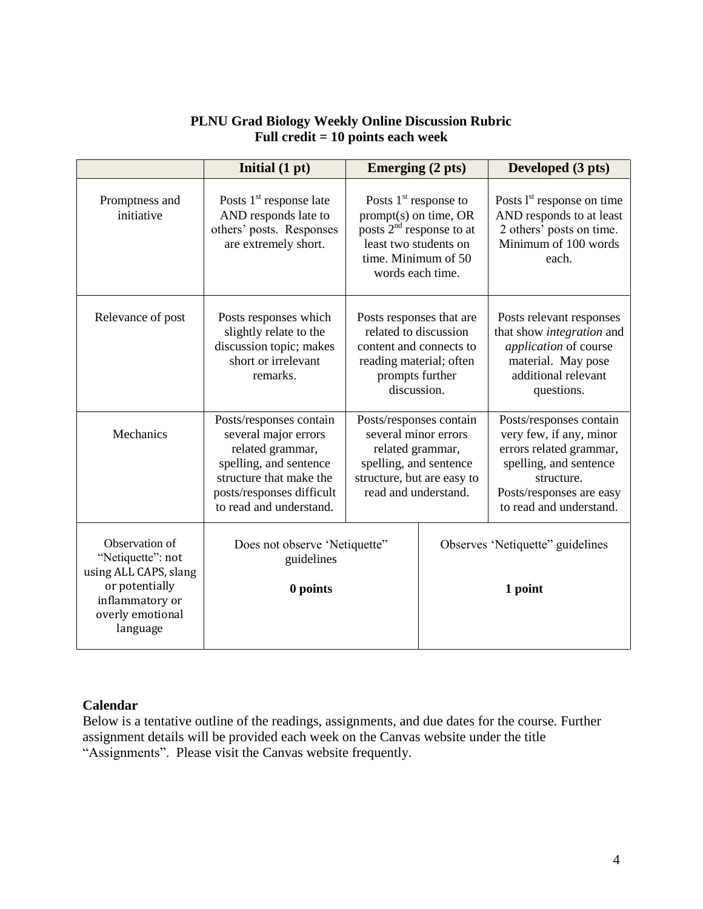**PLNU Grad Biology Weekly Online Discussion Rubric**
**Full credit = 10 points each week**

| | **Initial (1 pt)** | **Emerging (2 pts)** | **Developed (3 pts)** |
|---|---|---|---|
| Promptness and initiative | Posts 1st response late AND responds late to others' posts. Responses are extremely short. | Posts 1st response to prompt(s) on time, OR posts 2nd response to at least two students on time. Minimum of 50 words each time. | Posts 1st response on time AND responds to at least 2 others' posts on time. Minimum of 100 words each. |
| Relevance of post | Posts responses which slightly relate to the discussion topic; makes short or irrelevant remarks. | Posts responses that are related to discussion content and connects to reading material; often prompts further discussion. | Posts relevant responses that show *integration* and *application* of course material. May pose additional relevant questions. |
| Mechanics | Posts/responses contain several major errors related grammar, spelling, and sentence structure that make the posts/responses difficult to read and understand. | Posts/responses contain several minor errors related grammar, spelling, and sentence structure, but are easy to read and understand. | Posts/responses contain very few, if any, minor errors related grammar, spelling, and sentence structure. Posts/responses are easy to read and understand. |
| Observation of "Netiquette": not using ALL CAPS, slang or potentially inflammatory or overly emotional language | Does not observe 'Netiquette" guidelines **0 points** | | Observes 'Netiquette" guidelines **1 point** |

**Calendar**

Below is a tentative outline of the readings, assignments, and due dates for the course. Further assignment details will be provided each week on the Canvas website under the title "Assignments". Please visit the Canvas website frequently.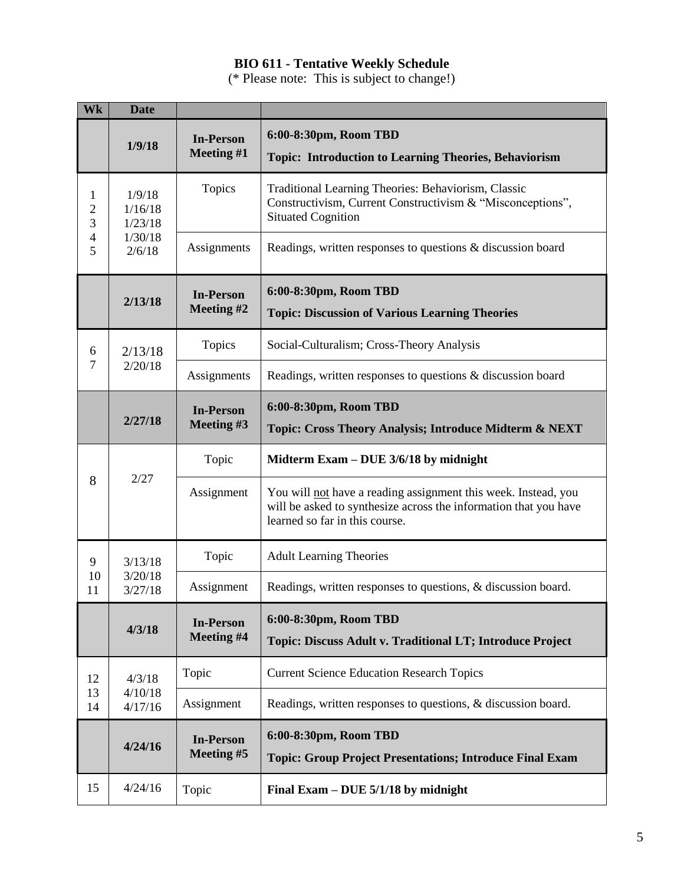**BIO 611 - Tentative Weekly Schedule**

(* Please note: This is subject to change!)

| Wk | Date | | |
|---|---|---|---|
| | **1/9/18** | **In-Person Meeting #1** | **6:00-8:30pm, Room TBD**<br>**Topic: Introduction to Learning Theories, Behaviorism** |
| 1<br>2<br>3<br>4<br>5 | 1/9/18<br>1/16/18<br>1/23/18<br>1/30/18<br>2/6/18 | Topics | Traditional Learning Theories: Behaviorism, Classic Constructivism, Current Constructivism & "Misconceptions", Situated Cognition |
| | | Assignments | Readings, written responses to questions & discussion board |
| | **2/13/18** | **In-Person Meeting #2** | **6:00-8:30pm, Room TBD**<br>**Topic: Discussion of Various Learning Theories** |
| 6<br>7 | 2/13/18<br>2/20/18 | Topics | Social-Culturalism; Cross-Theory Analysis |
| | | Assignments | Readings, written responses to questions & discussion board |
| | **2/27/18** | **In-Person Meeting #3** | **6:00-8:30pm, Room TBD**<br>**Topic: Cross Theory Analysis; Introduce Midterm & NEXT** |
| 8 | 2/27 | Topic | **Midterm Exam – DUE 3/6/18 by midnight** |
| | | Assignment | You will <u>not</u> have a reading assignment this week. Instead, you will be asked to synthesize across the information that you have learned so far in this course. |
| 9<br>10<br>11 | 3/13/18<br>3/20/18<br>3/27/18 | Topic | Adult Learning Theories |
| | | Assignment | Readings, written responses to questions, & discussion board. |
| | **4/3/18** | **In-Person Meeting #4** | **6:00-8:30pm, Room TBD**<br>**Topic: Discuss Adult v. Traditional LT; Introduce Project** |
| 12<br>13<br>14 | 4/3/18<br>4/10/18<br>4/17/16 | Topic | Current Science Education Research Topics |
| | | Assignment | Readings, written responses to questions, & discussion board. |
| | **4/24/16** | **In-Person Meeting #5** | **6:00-8:30pm, Room TBD**<br>**Topic: Group Project Presentations; Introduce Final Exam** |
| 15 | 4/24/16 | Topic | **Final Exam – DUE 5/1/18 by midnight** |